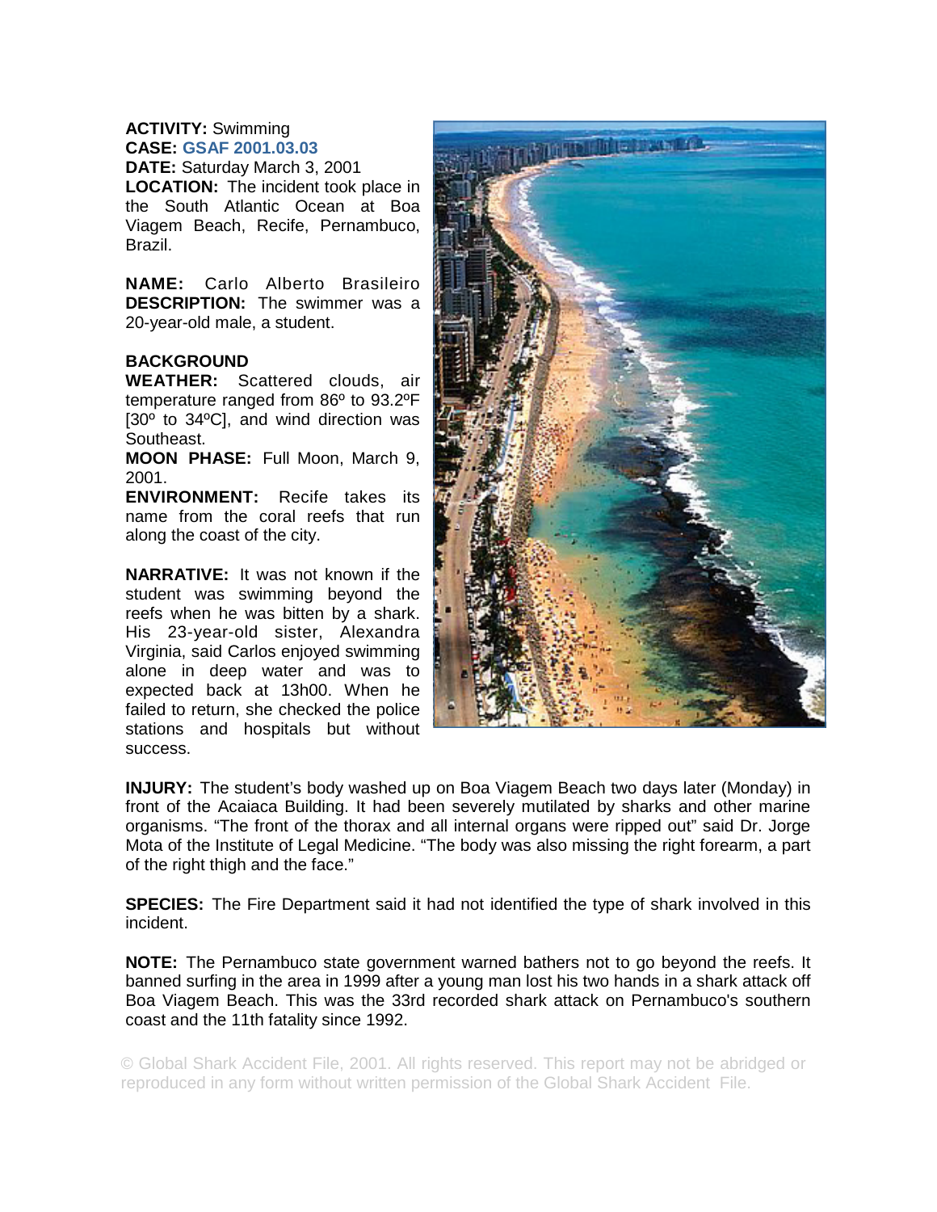**ACTIVITY:** Swimming
**CASE:** GSAF 2001.03.03
**DATE:** Saturday March 3, 2001
**LOCATION:** The incident took place in the South Atlantic Ocean at Boa Viagem Beach, Recife, Pernambuco, Brazil.

**NAME:** Carlo Alberto Brasileiro
**DESCRIPTION:** The swimmer was a 20-year-old male, a student.

**BACKGROUND**
**WEATHER:** Scattered clouds, air temperature ranged from 86º to 93.2ºF [30º to 34ºC], and wind direction was Southeast.
**MOON PHASE:** Full Moon, March 9, 2001.
**ENVIRONMENT:** Recife takes its name from the coral reefs that run along the coast of the city.

**NARRATIVE:** It was not known if the student was swimming beyond the reefs when he was bitten by a shark. His 23-year-old sister, Alexandra Virginia, said Carlos enjoyed swimming alone in deep water and was to expected back at 13h00. When he failed to return, she checked the police stations and hospitals but without success.

**INJURY:** The student's body washed up on Boa Viagem Beach two days later (Monday) in front of the Acaiaca Building. It had been severely mutilated by sharks and other marine organisms. "The front of the thorax and all internal organs were ripped out" said Dr. Jorge Mota of the Institute of Legal Medicine. "The body was also missing the right forearm, a part of the right thigh and the face."

**SPECIES:** The Fire Department said it had not identified the type of shark involved in this incident.

**NOTE:** The Pernambuco state government warned bathers not to go beyond the reefs. It banned surfing in the area in 1999 after a young man lost his two hands in a shark attack off Boa Viagem Beach. This was the 33rd recorded shark attack on Pernambuco's southern coast and the 11th fatality since 1992.

© Global Shark Accident File, 2001. All rights reserved. This report may not be abridged or reproduced in any form without written permission of the Global Shark Accident File.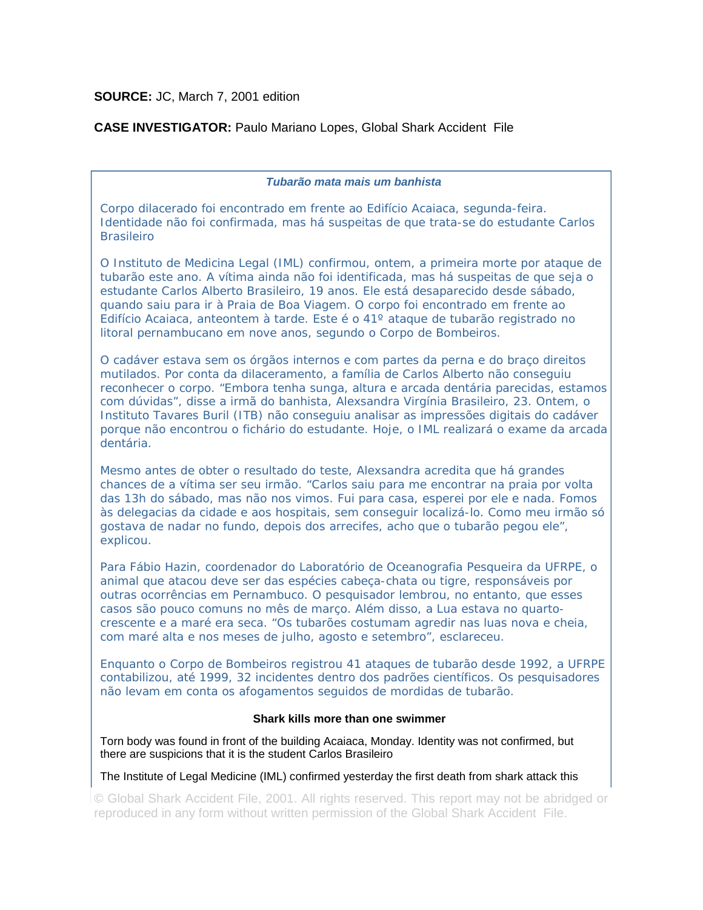**SOURCE:** JC, March 7, 2001 edition

**CASE INVESTIGATOR:** Paulo Mariano Lopes, Global Shark Accident File

***Tubarão mata mais um banhista***

Corpo dilacerado foi encontrado em frente ao Edifício Acaiaca, segunda-feira. Identidade não foi confirmada, mas há suspeitas de que trata-se do estudante Carlos Brasileiro

O Instituto de Medicina Legal (IML) confirmou, ontem, a primeira morte por ataque de tubarão este ano. A vítima ainda não foi identificada, mas há suspeitas de que seja o estudante Carlos Alberto Brasileiro, 19 anos. Ele está desaparecido desde sábado, quando saiu para ir à Praia de Boa Viagem. O corpo foi encontrado em frente ao Edifício Acaiaca, anteontem à tarde. Este é o 41º ataque de tubarão registrado no litoral pernambucano em nove anos, segundo o Corpo de Bombeiros.

O cadáver estava sem os órgãos internos e com partes da perna e do braço direitos mutilados. Por conta da dilaceramento, a família de Carlos Alberto não conseguiu reconhecer o corpo. "Embora tenha sunga, altura e arcada dentária parecidas, estamos com dúvidas", disse a irmã do banhista, Alexsandra Virgínia Brasileiro, 23. Ontem, o Instituto Tavares Buril (ITB) não conseguiu analisar as impressões digitais do cadáver porque não encontrou o fichário do estudante. Hoje, o IML realizará o exame da arcada dentária.

Mesmo antes de obter o resultado do teste, Alexsandra acredita que há grandes chances de a vítima ser seu irmão. "Carlos saiu para me encontrar na praia por volta das 13h do sábado, mas não nos vimos. Fui para casa, esperei por ele e nada. Fomos às delegacias da cidade e aos hospitais, sem conseguir localizá-lo. Como meu irmão só gostava de nadar no fundo, depois dos arrecifes, acho que o tubarão pegou ele", explicou.

Para Fábio Hazin, coordenador do Laboratório de Oceanografia Pesqueira da UFRPE, o animal que atacou deve ser das espécies cabeça-chata ou tigre, responsáveis por outras ocorrências em Pernambuco. O pesquisador lembrou, no entanto, que esses casos são pouco comuns no mês de março. Além disso, a Lua estava no quarto-crescente e a maré era seca. "Os tubarões costumam agredir nas luas nova e cheia, com maré alta e nos meses de julho, agosto e setembro", esclareceu.

Enquanto o Corpo de Bombeiros registrou 41 ataques de tubarão desde 1992, a UFRPE contabilizou, até 1999, 32 incidentes dentro dos padrões científicos. Os pesquisadores não levam em conta os afogamentos seguidos de mordidas de tubarão.

**Shark kills more than one swimmer**

Torn body was found in front of the building Acaiaca, Monday. Identity was not confirmed, but there are suspicions that it is the student Carlos Brasileiro

The Institute of Legal Medicine (IML) confirmed yesterday the first death from shark attack this

© Global Shark Accident File, 2001. All rights reserved. This report may not be abridged or reproduced in any form without written permission of the Global Shark Accident File.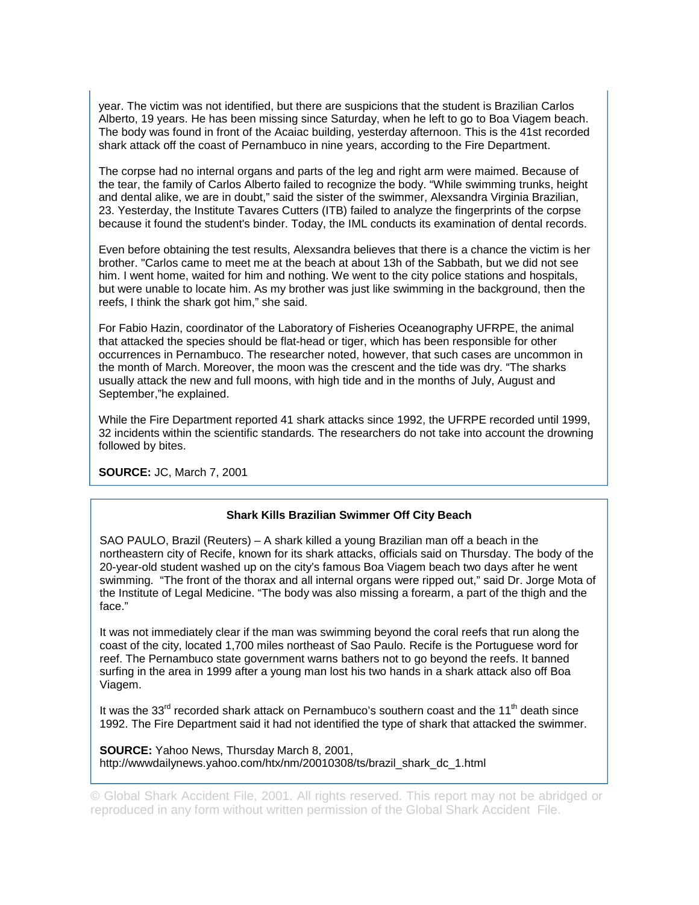year. The victim was not identified, but there are suspicions that the student is Brazilian Carlos Alberto, 19 years. He has been missing since Saturday, when he left to go to Boa Viagem beach. The body was found in front of the Acaiac building, yesterday afternoon. This is the 41st recorded shark attack off the coast of Pernambuco in nine years, according to the Fire Department.

The corpse had no internal organs and parts of the leg and right arm were maimed. Because of the tear, the family of Carlos Alberto failed to recognize the body. "While swimming trunks, height and dental alike, we are in doubt," said the sister of the swimmer, Alexsandra Virginia Brazilian, 23. Yesterday, the Institute Tavares Cutters (ITB) failed to analyze the fingerprints of the corpse because it found the student's binder. Today, the IML conducts its examination of dental records.

Even before obtaining the test results, Alexsandra believes that there is a chance the victim is her brother. "Carlos came to meet me at the beach at about 13h of the Sabbath, but we did not see him. I went home, waited for him and nothing. We went to the city police stations and hospitals, but were unable to locate him. As my brother was just like swimming in the background, then the reefs, I think the shark got him," she said.

For Fabio Hazin, coordinator of the Laboratory of Fisheries Oceanography UFRPE, the animal that attacked the species should be flat-head or tiger, which has been responsible for other occurrences in Pernambuco. The researcher noted, however, that such cases are uncommon in the month of March. Moreover, the moon was the crescent and the tide was dry. "The sharks usually attack the new and full moons, with high tide and in the months of July, August and September,"he explained.

While the Fire Department reported 41 shark attacks since 1992, the UFRPE recorded until 1999, 32 incidents within the scientific standards. The researchers do not take into account the drowning followed by bites.

**SOURCE:** JC, March 7, 2001

**Shark Kills Brazilian Swimmer Off City Beach**

SAO PAULO, Brazil (Reuters) – A shark killed a young Brazilian man off a beach in the northeastern city of Recife, known for its shark attacks, officials said on Thursday. The body of the 20-year-old student washed up on the city's famous Boa Viagem beach two days after he went swimming. "The front of the thorax and all internal organs were ripped out," said Dr. Jorge Mota of the Institute of Legal Medicine. "The body was also missing a forearm, a part of the thigh and the face."

It was not immediately clear if the man was swimming beyond the coral reefs that run along the coast of the city, located 1,700 miles northeast of Sao Paulo. Recife is the Portuguese word for reef. The Pernambuco state government warns bathers not to go beyond the reefs. It banned surfing in the area in 1999 after a young man lost his two hands in a shark attack also off Boa Viagem.

It was the 33rd recorded shark attack on Pernambuco's southern coast and the 11th death since 1992. The Fire Department said it had not identified the type of shark that attacked the swimmer.

**SOURCE:** Yahoo News, Thursday March 8, 2001, http://wwwdailynews.yahoo.com/htx/nm/20010308/ts/brazil_shark_dc_1.html

© Global Shark Accident File, 2001. All rights reserved. This report may not be abridged or reproduced in any form without written permission of the Global Shark Accident File.